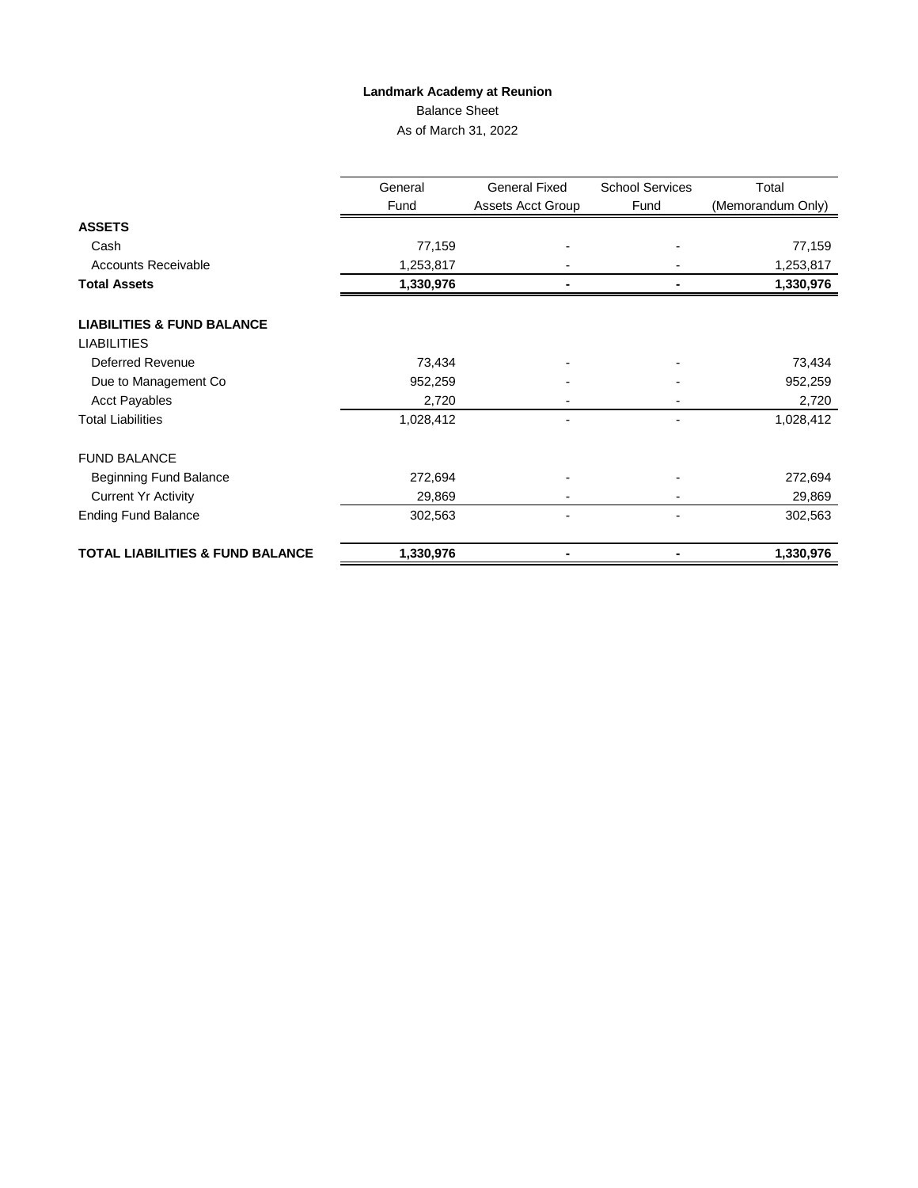**Landmark Academy at Reunion**

Balance Sheet

As of March 31, 2022

| | General Fund | General Fixed Assets Acct Group | School Services Fund | Total (Memorandum Only) |
|---|---|---|---|---|
| **ASSETS** | | | | |
| Cash | 77,159 | - | - | 77,159 |
| Accounts Receivable | 1,253,817 | - | - | 1,253,817 |
| **Total Assets** | **1,330,976** | **-** | **-** | **1,330,976** |
| | | | | |
| **LIABILITIES & FUND BALANCE** | | | | |
| LIABILITIES | | | | |
| Deferred Revenue | 73,434 | - | - | 73,434 |
| Due to Management Co | 952,259 | - | - | 952,259 |
| Acct Payables | 2,720 | - | - | 2,720 |
| Total Liabilities | 1,028,412 | - | - | 1,028,412 |
| | | | | |
| FUND BALANCE | | | | |
| Beginning Fund Balance | 272,694 | - | - | 272,694 |
| Current Yr Activity | 29,869 | - | - | 29,869 |
| Ending Fund Balance | 302,563 | - | - | 302,563 |
| | | | | |
| **TOTAL LIABILITIES & FUND BALANCE** | **1,330,976** | **-** | **-** | **1,330,976** |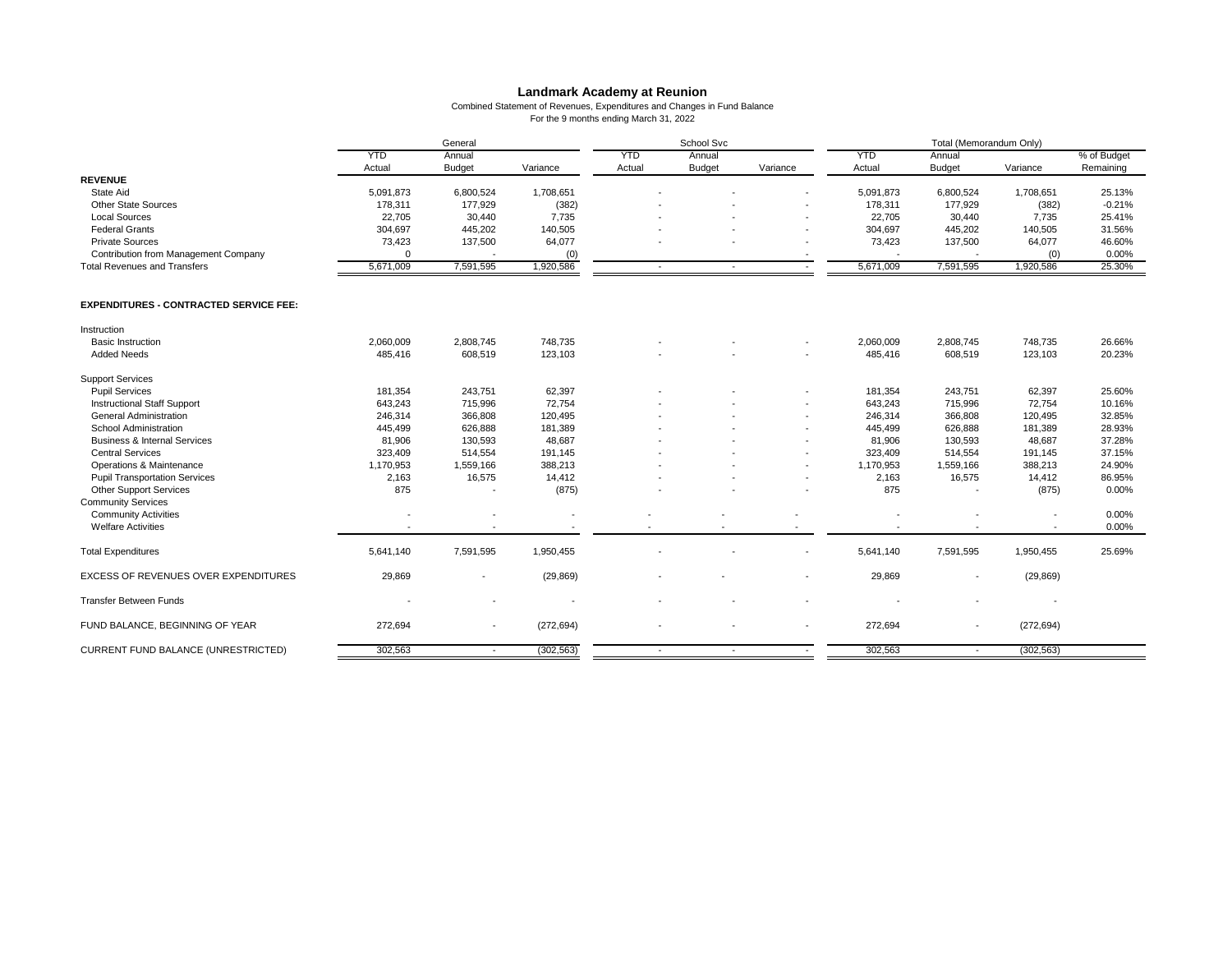# Landmark Academy at Reunion

Combined Statement of Revenues, Expenditures and Changes in Fund Balance
For the 9 months ending March 31, 2022

| | General | | | School Svc | | | Total (Memorandum Only) | | | |
|---|---|---|---|---|---|---|---|---|---|---|
| | YTD Actual | Annual Budget | Variance | YTD Actual | Annual Budget | Variance | YTD Actual | Annual Budget | Variance | % of Budget Remaining |
| **REVENUE** | | | | | | | | | | |
| State Aid | 5,091,873 | 6,800,524 | 1,708,651 | - | - | - | 5,091,873 | 6,800,524 | 1,708,651 | 25.13% |
| Other State Sources | 178,311 | 177,929 | (382) | - | - | - | 178,311 | 177,929 | (382) | -0.21% |
| Local Sources | 22,705 | 30,440 | 7,735 | - | - | - | 22,705 | 30,440 | 7,735 | 25.41% |
| Federal Grants | 304,697 | 445,202 | 140,505 | - | - | - | 304,697 | 445,202 | 140,505 | 31.56% |
| Private Sources | 73,423 | 137,500 | 64,077 | - | - | - | 73,423 | 137,500 | 64,077 | 46.60% |
| Contribution from Management Company | 0 | - | (0) | | | - | - | - | (0) | 0.00% |
| Total Revenues and Transfers | 5,671,009 | 7,591,595 | 1,920,586 | - | - | - | 5,671,009 | 7,591,595 | 1,920,586 | 25.30% |
| | | | | | | | | | | |
| **EXPENDITURES - CONTRACTED SERVICE FEE:** | | | | | | | | | | |
| Instruction | | | | | | | | | | |
| Basic Instruction | 2,060,009 | 2,808,745 | 748,735 | - | - | - | 2,060,009 | 2,808,745 | 748,735 | 26.66% |
| Added Needs | 485,416 | 608,519 | 123,103 | - | - | - | 485,416 | 608,519 | 123,103 | 20.23% |
| Support Services | | | | | | | | | | |
| Pupil Services | 181,354 | 243,751 | 62,397 | - | - | - | 181,354 | 243,751 | 62,397 | 25.60% |
| Instructional Staff Support | 643,243 | 715,996 | 72,754 | - | - | - | 643,243 | 715,996 | 72,754 | 10.16% |
| General Administration | 246,314 | 366,808 | 120,495 | - | - | - | 246,314 | 366,808 | 120,495 | 32.85% |
| School Administration | 445,499 | 626,888 | 181,389 | - | - | - | 445,499 | 626,888 | 181,389 | 28.93% |
| Business & Internal Services | 81,906 | 130,593 | 48,687 | - | - | - | 81,906 | 130,593 | 48,687 | 37.28% |
| Central Services | 323,409 | 514,554 | 191,145 | - | - | - | 323,409 | 514,554 | 191,145 | 37.15% |
| Operations & Maintenance | 1,170,953 | 1,559,166 | 388,213 | - | - | - | 1,170,953 | 1,559,166 | 388,213 | 24.90% |
| Pupil Transportation Services | 2,163 | 16,575 | 14,412 | - | - | - | 2,163 | 16,575 | 14,412 | 86.95% |
| Other Support Services | 875 | - | (875) | - | - | - | 875 | - | (875) | 0.00% |
| Community Services | | | | | | | | | | |
| Community Activities | - | - | - | - | - | - | - | - | - | 0.00% |
| Welfare Activities | - | - | - | - | - | - | - | - | - | 0.00% |
| Total Expenditures | 5,641,140 | 7,591,595 | 1,950,455 | - | - | - | 5,641,140 | 7,591,595 | 1,950,455 | 25.69% |
| EXCESS OF REVENUES OVER EXPENDITURES | 29,869 | - | (29,869) | - | - | - | 29,869 | - | (29,869) | |
| Transfer Between Funds | - | - | - | - | - | - | - | - | - | |
| FUND BALANCE, BEGINNING OF YEAR | 272,694 | - | (272,694) | - | - | - | 272,694 | - | (272,694) | |
| CURRENT FUND BALANCE (UNRESTRICTED) | 302,563 | - | (302,563) | - | - | - | 302,563 | - | (302,563) | |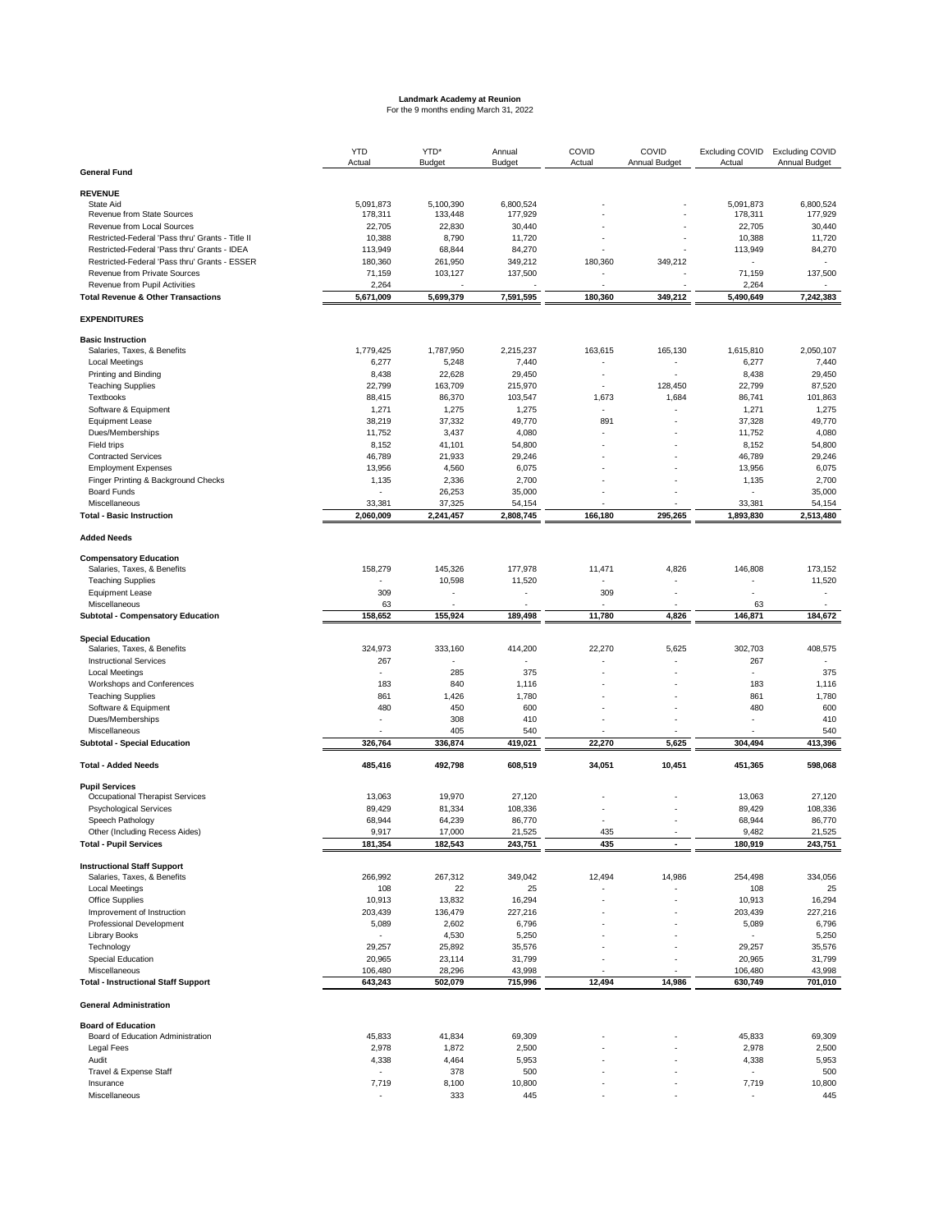**Landmark Academy at Reunion**
For the 9 months ending March 31, 2022

| | YTD Actual | YTD* Budget | Annual Budget | COVID Actual | COVID Annual Budget | Excluding COVID Actual | Excluding COVID Annual Budget |
|---|---|---|---|---|---|---|---|
| **General Fund** | | | | | | | |
| **REVENUE** | | | | | | | |
| State Aid | 5,091,873 | 5,100,390 | 6,800,524 | - | - | 5,091,873 | 6,800,524 |
| Revenue from State Sources | 178,311 | 133,448 | 177,929 | - | - | 178,311 | 177,929 |
| Revenue from Local Sources | 22,705 | 22,830 | 30,440 | - | - | 22,705 | 30,440 |
| Restricted-Federal 'Pass thru' Grants - Title II | 10,388 | 8,790 | 11,720 | - | - | 10,388 | 11,720 |
| Restricted-Federal 'Pass thru' Grants - IDEA | 113,949 | 68,844 | 84,270 | - | - | 113,949 | 84,270 |
| Restricted-Federal 'Pass thru' Grants - ESSER | 180,360 | 261,950 | 349,212 | 180,360 | 349,212 | - | - |
| Revenue from Private Sources | 71,159 | 103,127 | 137,500 | - | - | 71,159 | 137,500 |
| Revenue from Pupil Activities | 2,264 | - | - | - | - | 2,264 | - |
| **Total Revenue & Other Transactions** | **5,671,009** | **5,699,379** | **7,591,595** | **180,360** | **349,212** | **5,490,649** | **7,242,383** |
| **EXPENDITURES** | | | | | | | |
| **Basic Instruction** | | | | | | | |
| Salaries, Taxes, & Benefits | 1,779,425 | 1,787,950 | 2,215,237 | 163,615 | 165,130 | 1,615,810 | 2,050,107 |
| Local Meetings | 6,277 | 5,248 | 7,440 | - | - | 6,277 | 7,440 |
| Printing and Binding | 8,438 | 22,628 | 29,450 | - | - | 8,438 | 29,450 |
| Teaching Supplies | 22,799 | 163,709 | 215,970 | - | 128,450 | 22,799 | 87,520 |
| Textbooks | 88,415 | 86,370 | 103,547 | 1,673 | 1,684 | 86,741 | 101,863 |
| Software & Equipment | 1,271 | 1,275 | 1,275 | - | - | 1,271 | 1,275 |
| Equipment Lease | 38,219 | 37,332 | 49,770 | 891 | - | 37,328 | 49,770 |
| Dues/Memberships | 11,752 | 3,437 | 4,080 | - | - | 11,752 | 4,080 |
| Field trips | 8,152 | 41,101 | 54,800 | - | - | 8,152 | 54,800 |
| Contracted Services | 46,789 | 21,933 | 29,246 | - | - | 46,789 | 29,246 |
| Employment Expenses | 13,956 | 4,560 | 6,075 | - | - | 13,956 | 6,075 |
| Finger Printing & Background Checks | 1,135 | 2,336 | 2,700 | - | - | 1,135 | 2,700 |
| Board Funds | - | 26,253 | 35,000 | - | - | - | 35,000 |
| Miscellaneous | 33,381 | 37,325 | 54,154 | - | - | 33,381 | 54,154 |
| **Total - Basic Instruction** | **2,060,009** | **2,241,457** | **2,808,745** | **166,180** | **295,265** | **1,893,830** | **2,513,480** |
| **Added Needs** | | | | | | | |
| **Compensatory Education** | | | | | | | |
| Salaries, Taxes, & Benefits | 158,279 | 145,326 | 177,978 | 11,471 | 4,826 | 146,808 | 173,152 |
| Teaching Supplies | - | 10,598 | 11,520 | - | - | - | 11,520 |
| Equipment Lease | 309 | - | - | 309 | - | - | - |
| Miscellaneous | 63 | - | - | - | - | 63 | - |
| **Subtotal - Compensatory Education** | **158,652** | **155,924** | **189,498** | **11,780** | **4,826** | **146,871** | **184,672** |
| **Special Education** | | | | | | | |
| Salaries, Taxes, & Benefits | 324,973 | 333,160 | 414,200 | 22,270 | 5,625 | 302,703 | 408,575 |
| Instructional Services | 267 | - | - | - | - | 267 | - |
| Local Meetings | - | 285 | 375 | - | - | - | 375 |
| Workshops and Conferences | 183 | 840 | 1,116 | - | - | 183 | 1,116 |
| Teaching Supplies | 861 | 1,426 | 1,780 | - | - | 861 | 1,780 |
| Software & Equipment | 480 | 450 | 600 | - | - | 480 | 600 |
| Dues/Memberships | - | 308 | 410 | - | - | - | 410 |
| Miscellaneous | - | 405 | 540 | - | - | - | 540 |
| **Subtotal - Special Education** | **326,764** | **336,874** | **419,021** | **22,270** | **5,625** | **304,494** | **413,396** |
| **Total - Added Needs** | **485,416** | **492,798** | **608,519** | **34,051** | **10,451** | **451,365** | **598,068** |
| **Pupil Services** | | | | | | | |
| Occupational Therapist Services | 13,063 | 19,970 | 27,120 | - | - | 13,063 | 27,120 |
| Psychological Services | 89,429 | 81,334 | 108,336 | - | - | 89,429 | 108,336 |
| Speech Pathology | 68,944 | 64,239 | 86,770 | - | - | 68,944 | 86,770 |
| Other (Including Recess Aides) | 9,917 | 17,000 | 21,525 | 435 | - | 9,482 | 21,525 |
| **Total - Pupil Services** | **181,354** | **182,543** | **243,751** | **435** | **-** | **180,919** | **243,751** |
| **Instructional Staff Support** | | | | | | | |
| Salaries, Taxes, & Benefits | 266,992 | 267,312 | 349,042 | 12,494 | 14,986 | 254,498 | 334,056 |
| Local Meetings | 108 | 22 | 25 | - | - | 108 | 25 |
| Office Supplies | 10,913 | 13,832 | 16,294 | - | - | 10,913 | 16,294 |
| Improvement of Instruction | 203,439 | 136,479 | 227,216 | - | - | 203,439 | 227,216 |
| Professional Development | 5,089 | 2,602 | 6,796 | - | - | 5,089 | 6,796 |
| Library Books | - | 4,530 | 5,250 | - | - | - | 5,250 |
| Technology | 29,257 | 25,892 | 35,576 | - | - | 29,257 | 35,576 |
| Special Education | 20,965 | 23,114 | 31,799 | - | - | 20,965 | 31,799 |
| Miscellaneous | 106,480 | 28,296 | 43,998 | - | - | 106,480 | 43,998 |
| **Total - Instructional Staff Support** | **643,243** | **502,079** | **715,996** | **12,494** | **14,986** | **630,749** | **701,010** |
| **General Administration** | | | | | | | |
| **Board of Education** | | | | | | | |
| Board of Education Administration | 45,833 | 41,834 | 69,309 | - | - | 45,833 | 69,309 |
| Legal Fees | 2,978 | 1,872 | 2,500 | - | - | 2,978 | 2,500 |
| Audit | 4,338 | 4,464 | 5,953 | - | - | 4,338 | 5,953 |
| Travel & Expense Staff | - | 378 | 500 | - | - | - | 500 |
| Insurance | 7,719 | 8,100 | 10,800 | - | - | 7,719 | 10,800 |
| Miscellaneous | - | 333 | 445 | - | - | - | 445 |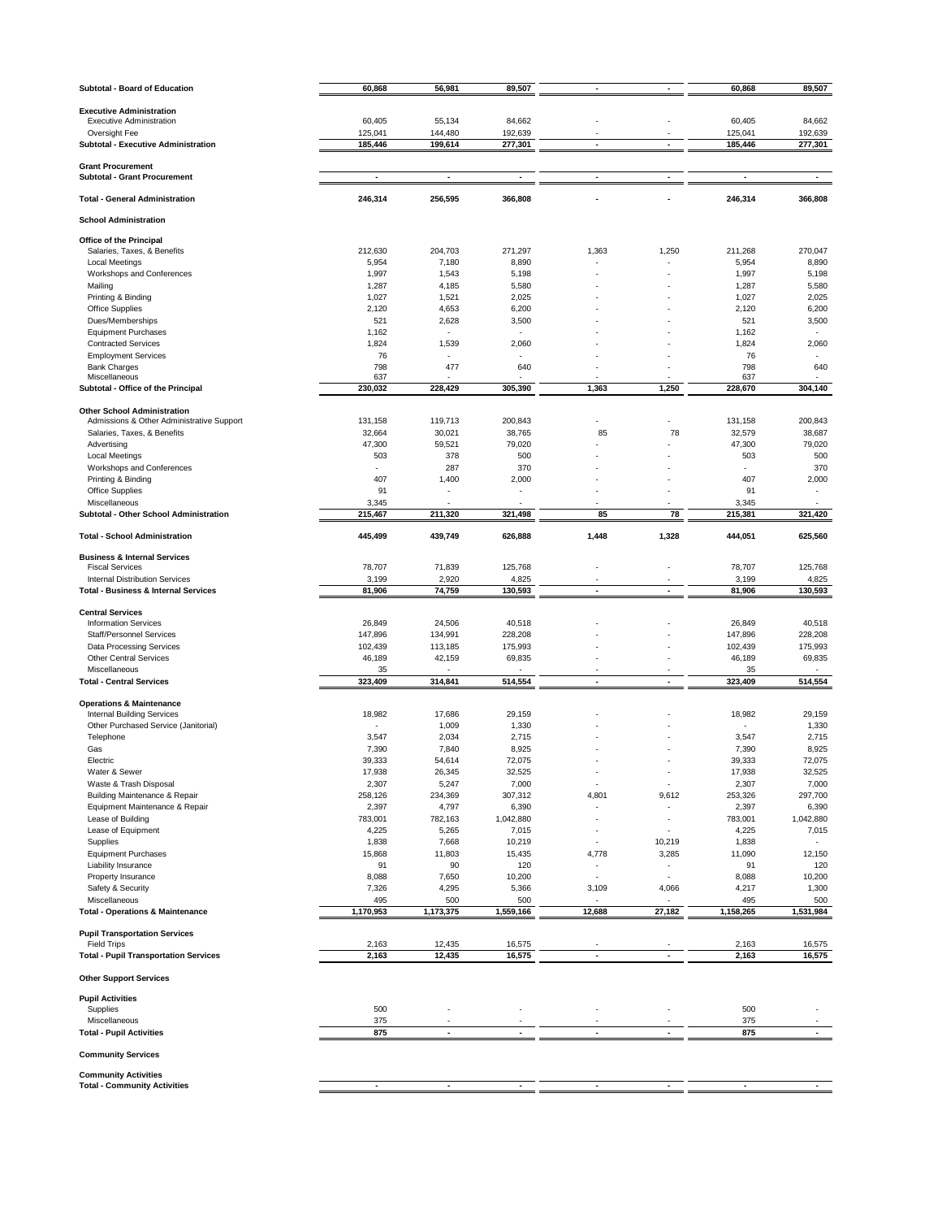| | | | | | | | |
|---|---|---|---|---|---|---|---|
| **Subtotal - Board of Education** | **60,868** | **56,981** | **89,507** | **-** | **-** | **60,868** | **89,507** |
| **Executive Administration** | | | | | | | |
| Executive Administration | 60,405 | 55,134 | 84,662 | - | - | 60,405 | 84,662 |
| Oversight Fee | 125,041 | 144,480 | 192,639 | - | - | 125,041 | 192,639 |
| **Subtotal - Executive Administration** | **185,446** | **199,614** | **277,301** | **-** | **-** | **185,446** | **277,301** |
| **Grant Procurement** | | | | | | | |
| **Subtotal - Grant Procurement** | **-** | **-** | **-** | **-** | **-** | **-** | **-** |
| **Total - General Administration** | **246,314** | **256,595** | **366,808** | **-** | **-** | **246,314** | **366,808** |
| **School Administration** | | | | | | | |
| **Office of the Principal** | | | | | | | |
| Salaries, Taxes, & Benefits | 212,630 | 204,703 | 271,297 | 1,363 | 1,250 | 211,268 | 270,047 |
| Local Meetings | 5,954 | 7,180 | 8,890 | - | - | 5,954 | 8,890 |
| Workshops and Conferences | 1,997 | 1,543 | 5,198 | - | - | 1,997 | 5,198 |
| Mailing | 1,287 | 4,185 | 5,580 | - | - | 1,287 | 5,580 |
| Printing & Binding | 1,027 | 1,521 | 2,025 | - | - | 1,027 | 2,025 |
| Office Supplies | 2,120 | 4,653 | 6,200 | - | - | 2,120 | 6,200 |
| Dues/Memberships | 521 | 2,628 | 3,500 | - | - | 521 | 3,500 |
| Equipment Purchases | 1,162 | - | - | - | - | 1,162 | - |
| Contracted Services | 1,824 | 1,539 | 2,060 | - | - | 1,824 | 2,060 |
| Employment Services | 76 | - | - | - | - | 76 | - |
| Bank Charges | 798 | 477 | 640 | - | - | 798 | 640 |
| Miscellaneous | 637 | - | - | - | - | 637 | - |
| **Subtotal - Office of the Principal** | **230,032** | **228,429** | **305,390** | **1,363** | **1,250** | **228,670** | **304,140** |
| **Other School Administration** | | | | | | | |
| Admissions & Other Administrative Support | 131,158 | 119,713 | 200,843 | - | - | 131,158 | 200,843 |
| Salaries, Taxes, & Benefits | 32,664 | 30,021 | 38,765 | 85 | 78 | 32,579 | 38,687 |
| Advertising | 47,300 | 59,521 | 79,020 | - | - | 47,300 | 79,020 |
| Local Meetings | 503 | 378 | 500 | - | - | 503 | 500 |
| Workshops and Conferences | - | 287 | 370 | - | - | - | 370 |
| Printing & Binding | 407 | 1,400 | 2,000 | - | - | 407 | 2,000 |
| Office Supplies | 91 | - | - | - | - | 91 | - |
| Miscellaneous | 3,345 | - | - | - | - | 3,345 | - |
| **Subtotal - Other School Administration** | **215,467** | **211,320** | **321,498** | **85** | **78** | **215,381** | **321,420** |
| **Total - School Administration** | **445,499** | **439,749** | **626,888** | **1,448** | **1,328** | **444,051** | **625,560** |
| **Business & Internal Services** | | | | | | | |
| Fiscal Services | 78,707 | 71,839 | 125,768 | - | - | 78,707 | 125,768 |
| Internal Distribution Services | 3,199 | 2,920 | 4,825 | - | - | 3,199 | 4,825 |
| **Total - Business & Internal Services** | **81,906** | **74,759** | **130,593** | **-** | **-** | **81,906** | **130,593** |
| **Central Services** | | | | | | | |
| Information Services | 26,849 | 24,506 | 40,518 | - | - | 26,849 | 40,518 |
| Staff/Personnel Services | 147,896 | 134,991 | 228,208 | - | - | 147,896 | 228,208 |
| Data Processing Services | 102,439 | 113,185 | 175,993 | - | - | 102,439 | 175,993 |
| Other Central Services | 46,189 | 42,159 | 69,835 | - | - | 46,189 | 69,835 |
| Miscellaneous | 35 | - | - | - | - | 35 | - |
| **Total - Central Services** | **323,409** | **314,841** | **514,554** | **-** | **-** | **323,409** | **514,554** |
| **Operations & Maintenance** | | | | | | | |
| Internal Building Services | 18,982 | 17,686 | 29,159 | - | - | 18,982 | 29,159 |
| Other Purchased Service (Janitorial) | - | 1,009 | 1,330 | - | - | - | 1,330 |
| Telephone | 3,547 | 2,034 | 2,715 | - | - | 3,547 | 2,715 |
| Gas | 7,390 | 7,840 | 8,925 | - | - | 7,390 | 8,925 |
| Electric | 39,333 | 54,614 | 72,075 | - | - | 39,333 | 72,075 |
| Water & Sewer | 17,938 | 26,345 | 32,525 | - | - | 17,938 | 32,525 |
| Waste & Trash Disposal | 2,307 | 5,247 | 7,000 | - | - | 2,307 | 7,000 |
| Building Maintenance & Repair | 258,126 | 234,369 | 307,312 | 4,801 | 9,612 | 253,326 | 297,700 |
| Equipment Maintenance & Repair | 2,397 | 4,797 | 6,390 | - | - | 2,397 | 6,390 |
| Lease of Building | 783,001 | 782,163 | 1,042,880 | - | - | 783,001 | 1,042,880 |
| Lease of Equipment | 4,225 | 5,265 | 7,015 | - | - | 4,225 | 7,015 |
| Supplies | 1,838 | 7,668 | 10,219 | - | 10,219 | 1,838 | - |
| Equipment Purchases | 15,868 | 11,803 | 15,435 | 4,778 | 3,285 | 11,090 | 12,150 |
| Liability Insurance | 91 | 90 | 120 | - | - | 91 | 120 |
| Property Insurance | 8,088 | 7,650 | 10,200 | - | - | 8,088 | 10,200 |
| Safety & Security | 7,326 | 4,295 | 5,366 | 3,109 | 4,066 | 4,217 | 1,300 |
| Miscellaneous | 495 | 500 | 500 | - | - | 495 | 500 |
| **Total - Operations & Maintenance** | **1,170,953** | **1,173,375** | **1,559,166** | **12,688** | **27,182** | **1,158,265** | **1,531,984** |
| **Pupil Transportation Services** | | | | | | | |
| Field Trips | 2,163 | 12,435 | 16,575 | - | - | 2,163 | 16,575 |
| **Total - Pupil Transportation Services** | **2,163** | **12,435** | **16,575** | **-** | **-** | **2,163** | **16,575** |
| **Other Support Services** | | | | | | | |
| **Pupil Activities** | | | | | | | |
| Supplies | 500 | - | - | - | - | 500 | - |
| Miscellaneous | 375 | - | - | - | - | 375 | - |
| **Total - Pupil Activities** | **875** | **-** | **-** | **-** | **-** | **875** | **-** |
| **Community Services** | | | | | | | |
| **Community Activities** | | | | | | | |
| **Total - Community Activities** | **-** | **-** | **-** | **-** | **-** | **-** | **-** |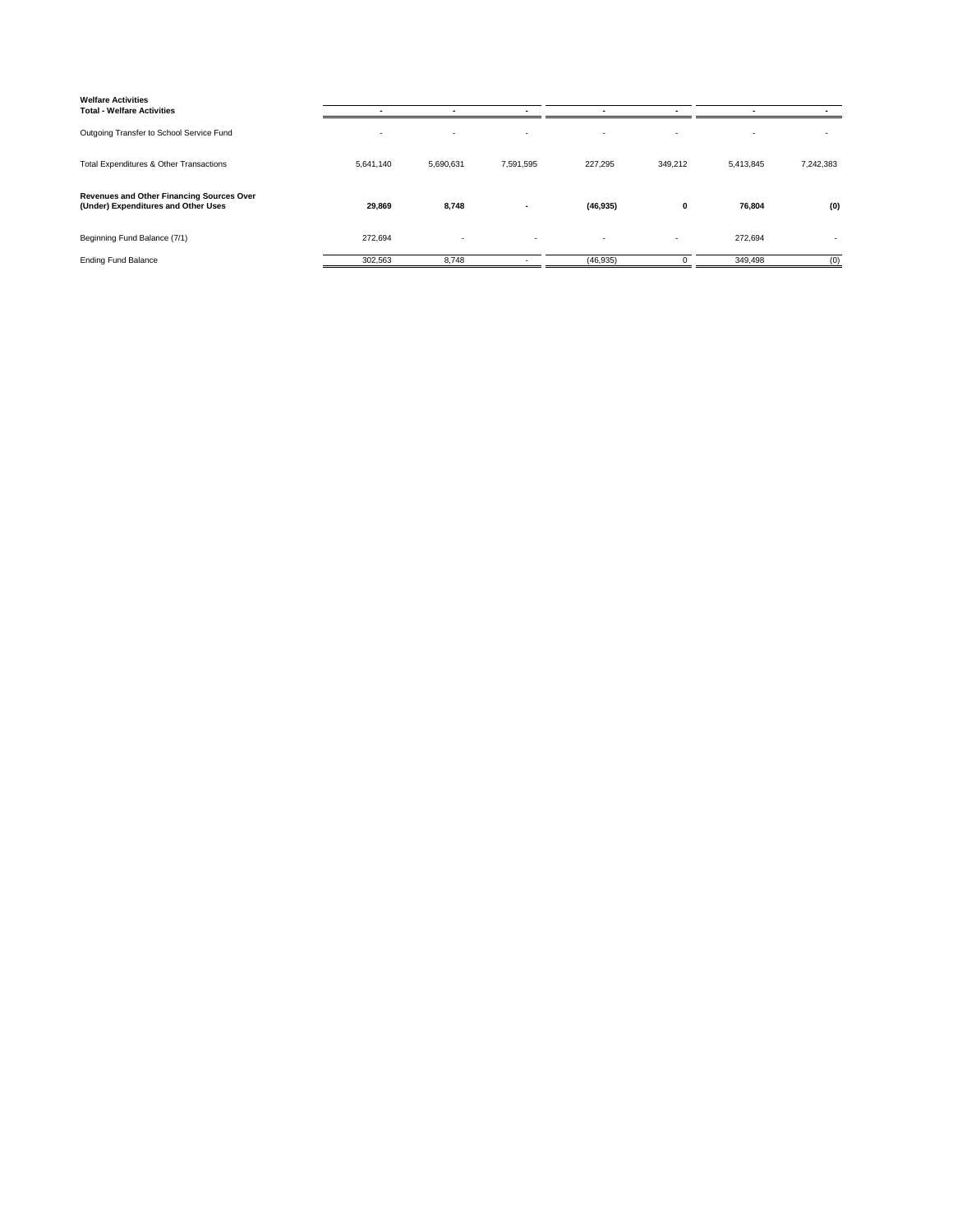| | | | | | | | |
|---|---|---|---|---|---|---|---|
| **Welfare Activities** | | | | | | | |
| **Total - Welfare Activities** | **-** | **-** | **-** | **-** | **-** | **-** | **-** |
| Outgoing Transfer to School Service Fund | - | - | - | - | - | - | - |
| Total Expenditures & Other Transactions | 5,641,140 | 5,690,631 | 7,591,595 | 227,295 | 349,212 | 5,413,845 | 7,242,383 |
| **Revenues and Other Financing Sources Over (Under) Expenditures and Other Uses** | **29,869** | **8,748** | **-** | **(46,935)** | **0** | **76,804** | **(0)** |
| Beginning Fund Balance (7/1) | 272,694 | - | - | - | - | 272,694 | - |
| Ending Fund Balance | 302,563 | 8,748 | - | (46,935) | 0 | 349,498 | (0) |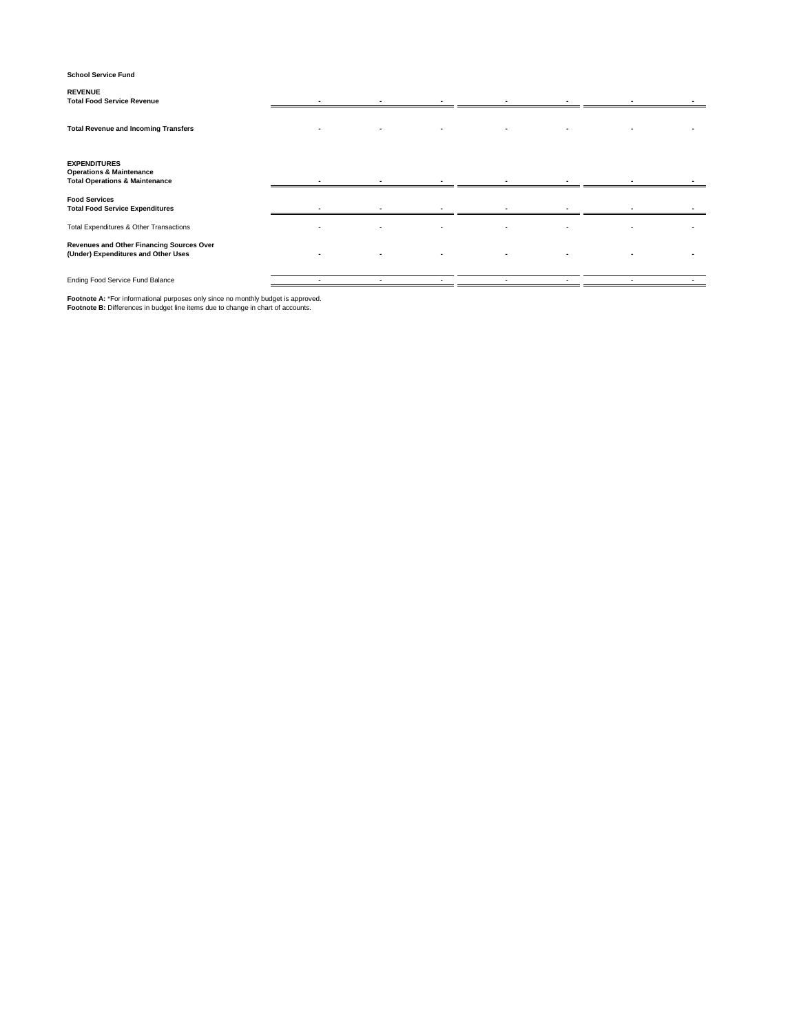**School Service Fund**

| | | | | | | | |
|---|---|---|---|---|---|---|---|
| **REVENUE** | | | | | | | |
| **Total Food Service Revenue** | **-** | **-** | **-** | **-** | **-** | **-** | **-** |
| **Total Revenue and Incoming Transfers** | **-** | **-** | **-** | **-** | **-** | **-** | **-** |
| **EXPENDITURES** | | | | | | | |
| **Operations & Maintenance** | | | | | | | |
| **Total Operations & Maintenance** | **-** | **-** | **-** | **-** | **-** | **-** | **-** |
| **Food Services** | | | | | | | |
| **Total Food Service Expenditures** | **-** | **-** | **-** | **-** | **-** | **-** | **-** |
| Total Expenditures & Other Transactions | - | - | - | - | - | - | - |
| **Revenues and Other Financing Sources Over (Under) Expenditures and Other Uses** | **-** | **-** | **-** | **-** | **-** | **-** | **-** |
| Ending Food Service Fund Balance | - | - | - | - | - | - | - |

**Footnote A:** *For informational purposes only since no monthly budget is approved.
**Footnote B:** Differences in budget line items due to change in chart of accounts.